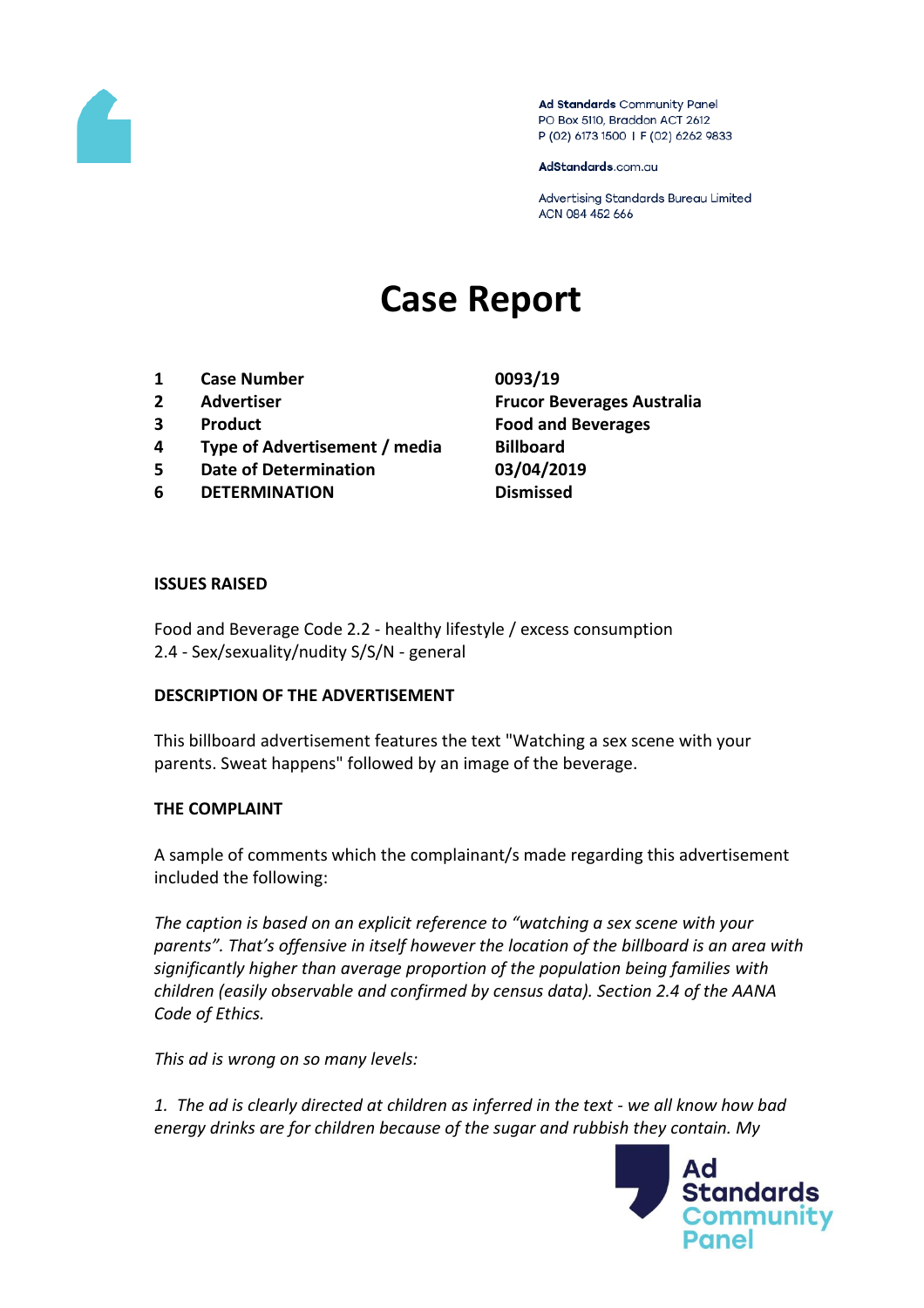Ad Standards Community Panel
PO Box 5110, Braddon ACT 2612
P (02) 6173 1500 | F (02) 6262 9833

AdStandards.com.au

Advertising Standards Bureau Limited
ACN 084 452 666

# Case Report

| | | |
|---|---|---|
| **1** | **Case Number** | **0093/19** |
| **2** | **Advertiser** | **Frucor Beverages Australia** |
| **3** | **Product** | **Food and Beverages** |
| **4** | **Type of Advertisement / media** | **Billboard** |
| **5** | **Date of Determination** | **03/04/2019** |
| **6** | **DETERMINATION** | **Dismissed** |

**ISSUES RAISED**

Food and Beverage Code 2.2 - healthy lifestyle / excess consumption
2.4 - Sex/sexuality/nudity S/S/N - general

**DESCRIPTION OF THE ADVERTISEMENT**

This billboard advertisement features the text "Watching a sex scene with your parents. Sweat happens" followed by an image of the beverage.

**THE COMPLAINT**

A sample of comments which the complainant/s made regarding this advertisement included the following:

*The caption is based on an explicit reference to "watching a sex scene with your parents". That's offensive in itself however the location of the billboard is an area with significantly higher than average proportion of the population being families with children (easily observable and confirmed by census data). Section 2.4 of the AANA Code of Ethics.*

*This ad is wrong on so many levels:*

*1. The ad is clearly directed at children as inferred in the text - we all know how bad energy drinks are for children because of the sugar and rubbish they contain. My*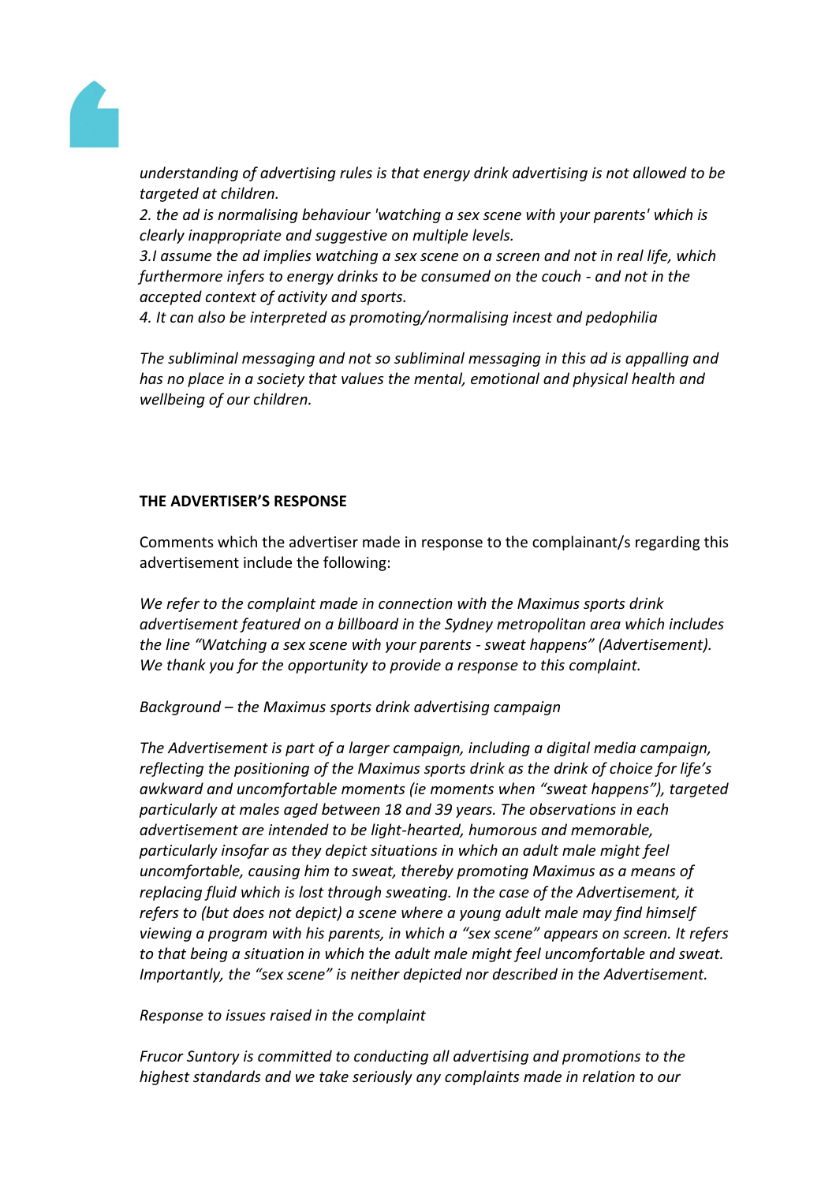*understanding of advertising rules is that energy drink advertising is not allowed to be targeted at children.*

*2. the ad is normalising behaviour 'watching a sex scene with your parents' which is clearly inappropriate and suggestive on multiple levels.*

*3.I assume the ad implies watching a sex scene on a screen and not in real life, which furthermore infers to energy drinks to be consumed on the couch - and not in the accepted context of activity and sports.*

*4. It can also be interpreted as promoting/normalising incest and pedophilia*

*The subliminal messaging and not so subliminal messaging in this ad is appalling and has no place in a society that values the mental, emotional and physical health and wellbeing of our children.*

**THE ADVERTISER'S RESPONSE**

Comments which the advertiser made in response to the complainant/s regarding this advertisement include the following:

*We refer to the complaint made in connection with the Maximus sports drink advertisement featured on a billboard in the Sydney metropolitan area which includes the line "Watching a sex scene with your parents - sweat happens" (Advertisement). We thank you for the opportunity to provide a response to this complaint.*

*Background – the Maximus sports drink advertising campaign*

*The Advertisement is part of a larger campaign, including a digital media campaign, reflecting the positioning of the Maximus sports drink as the drink of choice for life's awkward and uncomfortable moments (ie moments when "sweat happens"), targeted particularly at males aged between 18 and 39 years. The observations in each advertisement are intended to be light-hearted, humorous and memorable, particularly insofar as they depict situations in which an adult male might feel uncomfortable, causing him to sweat, thereby promoting Maximus as a means of replacing fluid which is lost through sweating. In the case of the Advertisement, it refers to (but does not depict) a scene where a young adult male may find himself viewing a program with his parents, in which a "sex scene" appears on screen. It refers to that being a situation in which the adult male might feel uncomfortable and sweat. Importantly, the "sex scene" is neither depicted nor described in the Advertisement.*

*Response to issues raised in the complaint*

*Frucor Suntory is committed to conducting all advertising and promotions to the highest standards and we take seriously any complaints made in relation to our*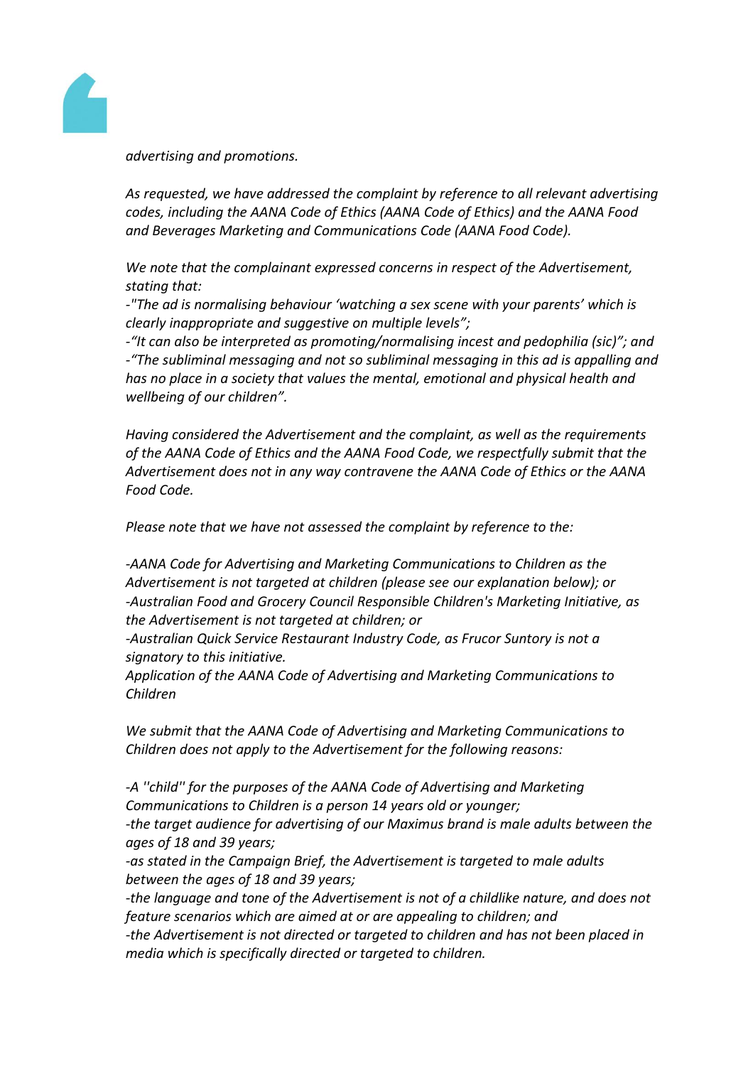*advertising and promotions.*

*As requested, we have addressed the complaint by reference to all relevant advertising codes, including the AANA Code of Ethics (AANA Code of Ethics) and the AANA Food and Beverages Marketing and Communications Code (AANA Food Code).*

*We note that the complainant expressed concerns in respect of the Advertisement, stating that:*

*-"The ad is normalising behaviour 'watching a sex scene with your parents' which is clearly inappropriate and suggestive on multiple levels";*

*-"It can also be interpreted as promoting/normalising incest and pedophilia (sic)"; and*

*-"The subliminal messaging and not so subliminal messaging in this ad is appalling and has no place in a society that values the mental, emotional and physical health and wellbeing of our children".*

*Having considered the Advertisement and the complaint, as well as the requirements of the AANA Code of Ethics and the AANA Food Code, we respectfully submit that the Advertisement does not in any way contravene the AANA Code of Ethics or the AANA Food Code.*

*Please note that we have not assessed the complaint by reference to the:*

*-AANA Code for Advertising and Marketing Communications to Children as the Advertisement is not targeted at children (please see our explanation below); or*

*-Australian Food and Grocery Council Responsible Children's Marketing Initiative, as the Advertisement is not targeted at children; or*

*-Australian Quick Service Restaurant Industry Code, as Frucor Suntory is not a signatory to this initiative.*

*Application of the AANA Code of Advertising and Marketing Communications to Children*

*We submit that the AANA Code of Advertising and Marketing Communications to Children does not apply to the Advertisement for the following reasons:*

*-A "child" for the purposes of the AANA Code of Advertising and Marketing Communications to Children is a person 14 years old or younger;*

*-the target audience for advertising of our Maximus brand is male adults between the ages of 18 and 39 years;*

*-as stated in the Campaign Brief, the Advertisement is targeted to male adults between the ages of 18 and 39 years;*

*-the language and tone of the Advertisement is not of a childlike nature, and does not feature scenarios which are aimed at or are appealing to children; and*

*-the Advertisement is not directed or targeted to children and has not been placed in media which is specifically directed or targeted to children.*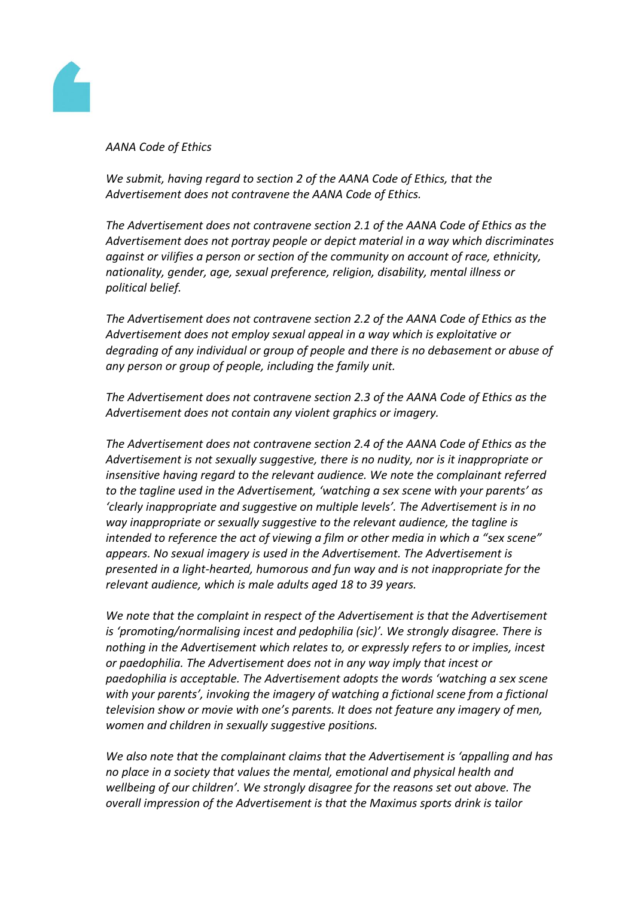*AANA Code of Ethics*

*We submit, having regard to section 2 of the AANA Code of Ethics, that the Advertisement does not contravene the AANA Code of Ethics.*

*The Advertisement does not contravene section 2.1 of the AANA Code of Ethics as the Advertisement does not portray people or depict material in a way which discriminates against or vilifies a person or section of the community on account of race, ethnicity, nationality, gender, age, sexual preference, religion, disability, mental illness or political belief.*

*The Advertisement does not contravene section 2.2 of the AANA Code of Ethics as the Advertisement does not employ sexual appeal in a way which is exploitative or degrading of any individual or group of people and there is no debasement or abuse of any person or group of people, including the family unit.*

*The Advertisement does not contravene section 2.3 of the AANA Code of Ethics as the Advertisement does not contain any violent graphics or imagery.*

*The Advertisement does not contravene section 2.4 of the AANA Code of Ethics as the Advertisement is not sexually suggestive, there is no nudity, nor is it inappropriate or insensitive having regard to the relevant audience. We note the complainant referred to the tagline used in the Advertisement, 'watching a sex scene with your parents' as 'clearly inappropriate and suggestive on multiple levels'. The Advertisement is in no way inappropriate or sexually suggestive to the relevant audience, the tagline is intended to reference the act of viewing a film or other media in which a "sex scene" appears. No sexual imagery is used in the Advertisement. The Advertisement is presented in a light-hearted, humorous and fun way and is not inappropriate for the relevant audience, which is male adults aged 18 to 39 years.*

*We note that the complaint in respect of the Advertisement is that the Advertisement is 'promoting/normalising incest and pedophilia (sic)'. We strongly disagree. There is nothing in the Advertisement which relates to, or expressly refers to or implies, incest or paedophilia. The Advertisement does not in any way imply that incest or paedophilia is acceptable. The Advertisement adopts the words 'watching a sex scene with your parents', invoking the imagery of watching a fictional scene from a fictional television show or movie with one's parents. It does not feature any imagery of men, women and children in sexually suggestive positions.*

*We also note that the complainant claims that the Advertisement is 'appalling and has no place in a society that values the mental, emotional and physical health and wellbeing of our children'. We strongly disagree for the reasons set out above. The overall impression of the Advertisement is that the Maximus sports drink is tailor*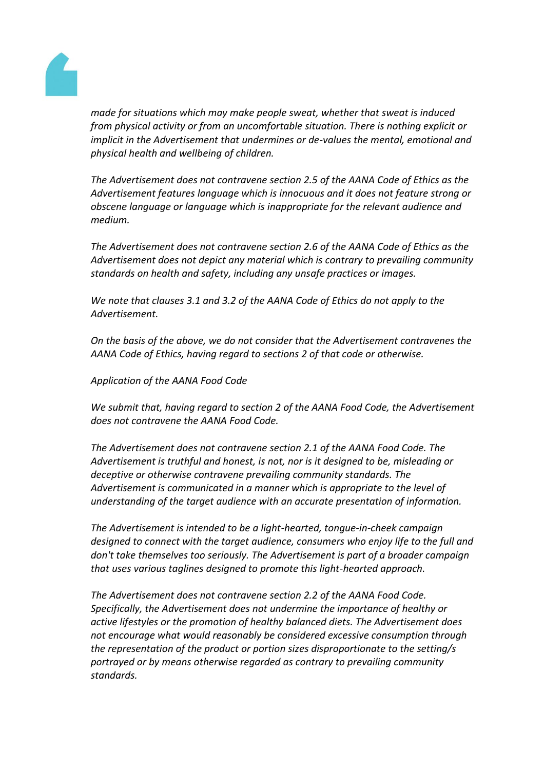*made for situations which may make people sweat, whether that sweat is induced from physical activity or from an uncomfortable situation. There is nothing explicit or implicit in the Advertisement that undermines or de-values the mental, emotional and physical health and wellbeing of children.*

*The Advertisement does not contravene section 2.5 of the AANA Code of Ethics as the Advertisement features language which is innocuous and it does not feature strong or obscene language or language which is inappropriate for the relevant audience and medium.*

*The Advertisement does not contravene section 2.6 of the AANA Code of Ethics as the Advertisement does not depict any material which is contrary to prevailing community standards on health and safety, including any unsafe practices or images.*

*We note that clauses 3.1 and 3.2 of the AANA Code of Ethics do not apply to the Advertisement.*

*On the basis of the above, we do not consider that the Advertisement contravenes the AANA Code of Ethics, having regard to sections 2 of that code or otherwise.*

*Application of the AANA Food Code*

*We submit that, having regard to section 2 of the AANA Food Code, the Advertisement does not contravene the AANA Food Code.*

*The Advertisement does not contravene section 2.1 of the AANA Food Code. The Advertisement is truthful and honest, is not, nor is it designed to be, misleading or deceptive or otherwise contravene prevailing community standards. The Advertisement is communicated in a manner which is appropriate to the level of understanding of the target audience with an accurate presentation of information.*

*The Advertisement is intended to be a light-hearted, tongue-in-cheek campaign designed to connect with the target audience, consumers who enjoy life to the full and don't take themselves too seriously. The Advertisement is part of a broader campaign that uses various taglines designed to promote this light-hearted approach.*

*The Advertisement does not contravene section 2.2 of the AANA Food Code. Specifically, the Advertisement does not undermine the importance of healthy or active lifestyles or the promotion of healthy balanced diets. The Advertisement does not encourage what would reasonably be considered excessive consumption through the representation of the product or portion sizes disproportionate to the setting/s portrayed or by means otherwise regarded as contrary to prevailing community standards.*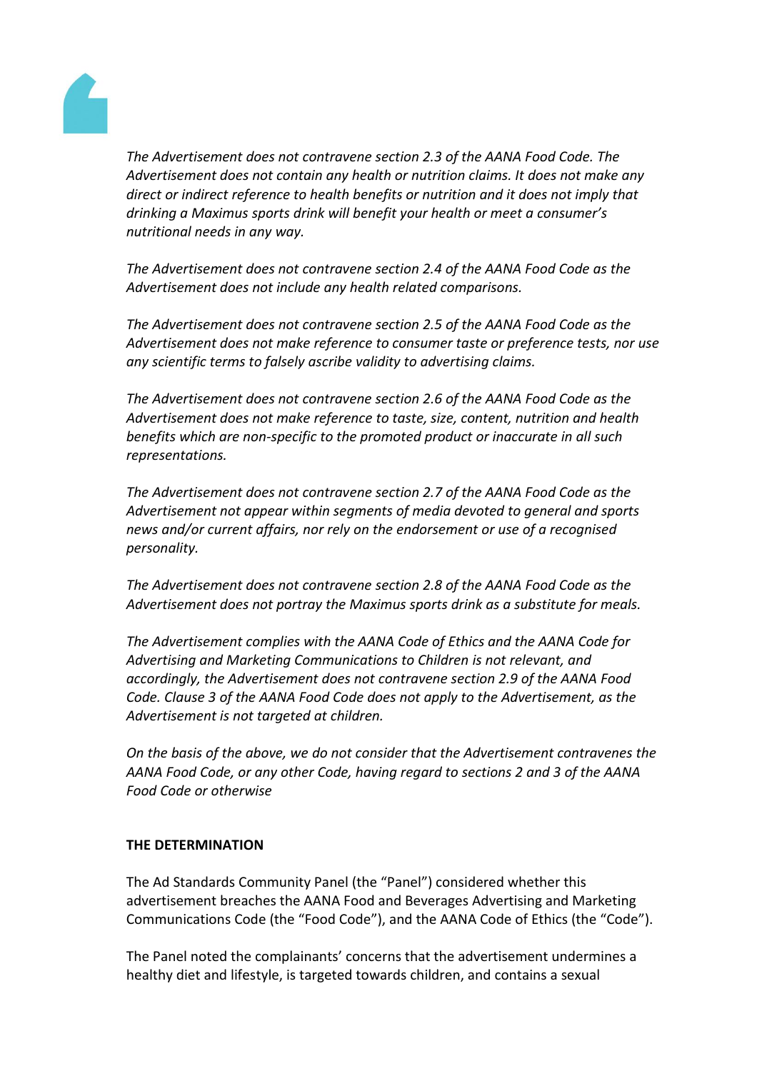*The Advertisement does not contravene section 2.3 of the AANA Food Code. The Advertisement does not contain any health or nutrition claims. It does not make any direct or indirect reference to health benefits or nutrition and it does not imply that drinking a Maximus sports drink will benefit your health or meet a consumer's nutritional needs in any way.*

*The Advertisement does not contravene section 2.4 of the AANA Food Code as the Advertisement does not include any health related comparisons.*

*The Advertisement does not contravene section 2.5 of the AANA Food Code as the Advertisement does not make reference to consumer taste or preference tests, nor use any scientific terms to falsely ascribe validity to advertising claims.*

*The Advertisement does not contravene section 2.6 of the AANA Food Code as the Advertisement does not make reference to taste, size, content, nutrition and health benefits which are non-specific to the promoted product or inaccurate in all such representations.*

*The Advertisement does not contravene section 2.7 of the AANA Food Code as the Advertisement not appear within segments of media devoted to general and sports news and/or current affairs, nor rely on the endorsement or use of a recognised personality.*

*The Advertisement does not contravene section 2.8 of the AANA Food Code as the Advertisement does not portray the Maximus sports drink as a substitute for meals.*

*The Advertisement complies with the AANA Code of Ethics and the AANA Code for Advertising and Marketing Communications to Children is not relevant, and accordingly, the Advertisement does not contravene section 2.9 of the AANA Food Code. Clause 3 of the AANA Food Code does not apply to the Advertisement, as the Advertisement is not targeted at children.*

*On the basis of the above, we do not consider that the Advertisement contravenes the AANA Food Code, or any other Code, having regard to sections 2 and 3 of the AANA Food Code or otherwise*

**THE DETERMINATION**

The Ad Standards Community Panel (the "Panel") considered whether this advertisement breaches the AANA Food and Beverages Advertising and Marketing Communications Code (the "Food Code"), and the AANA Code of Ethics (the "Code").

The Panel noted the complainants' concerns that the advertisement undermines a healthy diet and lifestyle, is targeted towards children, and contains a sexual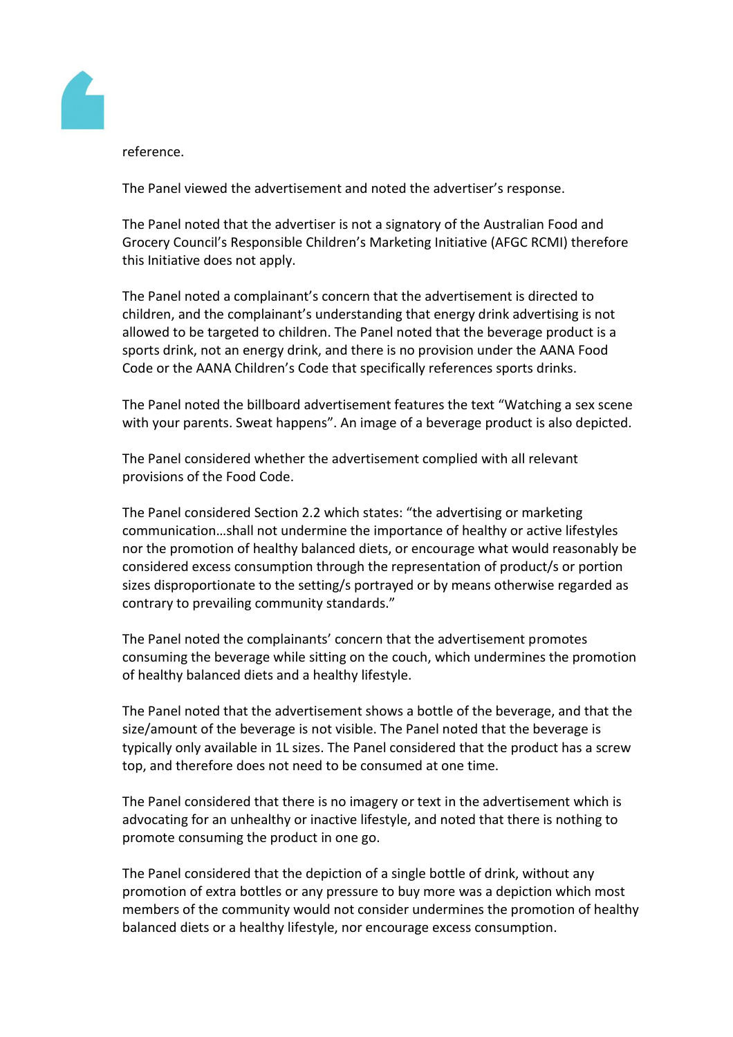reference.

The Panel viewed the advertisement and noted the advertiser's response.

The Panel noted that the advertiser is not a signatory of the Australian Food and Grocery Council's Responsible Children's Marketing Initiative (AFGC RCMI) therefore this Initiative does not apply.

The Panel noted a complainant's concern that the advertisement is directed to children, and the complainant's understanding that energy drink advertising is not allowed to be targeted to children. The Panel noted that the beverage product is a sports drink, not an energy drink, and there is no provision under the AANA Food Code or the AANA Children's Code that specifically references sports drinks.

The Panel noted the billboard advertisement features the text "Watching a sex scene with your parents. Sweat happens". An image of a beverage product is also depicted.

The Panel considered whether the advertisement complied with all relevant provisions of the Food Code.

The Panel considered Section 2.2 which states: "the advertising or marketing communication…shall not undermine the importance of healthy or active lifestyles nor the promotion of healthy balanced diets, or encourage what would reasonably be considered excess consumption through the representation of product/s or portion sizes disproportionate to the setting/s portrayed or by means otherwise regarded as contrary to prevailing community standards."

The Panel noted the complainants' concern that the advertisement promotes consuming the beverage while sitting on the couch, which undermines the promotion of healthy balanced diets and a healthy lifestyle.

The Panel noted that the advertisement shows a bottle of the beverage, and that the size/amount of the beverage is not visible. The Panel noted that the beverage is typically only available in 1L sizes. The Panel considered that the product has a screw top, and therefore does not need to be consumed at one time.

The Panel considered that there is no imagery or text in the advertisement which is advocating for an unhealthy or inactive lifestyle, and noted that there is nothing to promote consuming the product in one go.

The Panel considered that the depiction of a single bottle of drink, without any promotion of extra bottles or any pressure to buy more was a depiction which most members of the community would not consider undermines the promotion of healthy balanced diets or a healthy lifestyle, nor encourage excess consumption.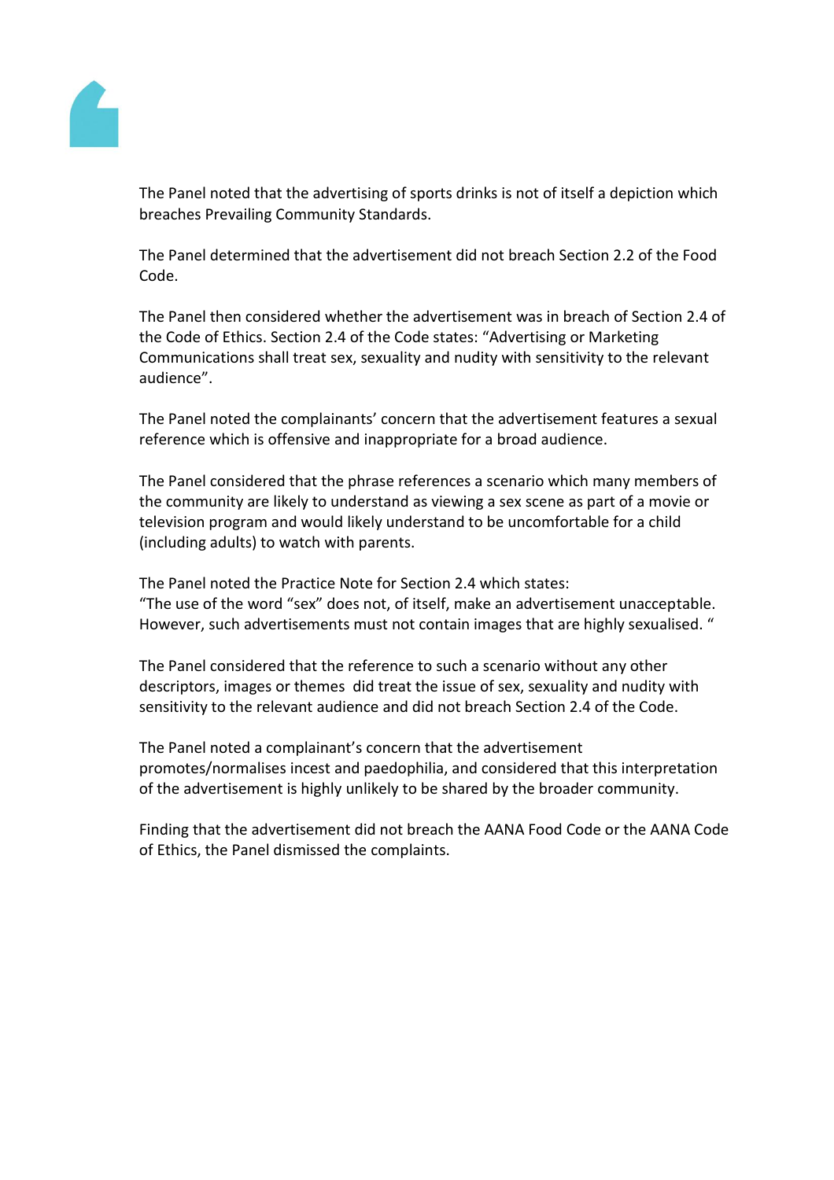The Panel noted that the advertising of sports drinks is not of itself a depiction which breaches Prevailing Community Standards.

The Panel determined that the advertisement did not breach Section 2.2 of the Food Code.

The Panel then considered whether the advertisement was in breach of Section 2.4 of the Code of Ethics. Section 2.4 of the Code states: "Advertising or Marketing Communications shall treat sex, sexuality and nudity with sensitivity to the relevant audience".

The Panel noted the complainants' concern that the advertisement features a sexual reference which is offensive and inappropriate for a broad audience.

The Panel considered that the phrase references a scenario which many members of the community are likely to understand as viewing a sex scene as part of a movie or television program and would likely understand to be uncomfortable for a child (including adults) to watch with parents.

The Panel noted the Practice Note for Section 2.4 which states:
"The use of the word "sex" does not, of itself, make an advertisement unacceptable. However, such advertisements must not contain images that are highly sexualised. "

The Panel considered that the reference to such a scenario without any other descriptors, images or themes did treat the issue of sex, sexuality and nudity with sensitivity to the relevant audience and did not breach Section 2.4 of the Code.

The Panel noted a complainant's concern that the advertisement promotes/normalises incest and paedophilia, and considered that this interpretation of the advertisement is highly unlikely to be shared by the broader community.

Finding that the advertisement did not breach the AANA Food Code or the AANA Code of Ethics, the Panel dismissed the complaints.